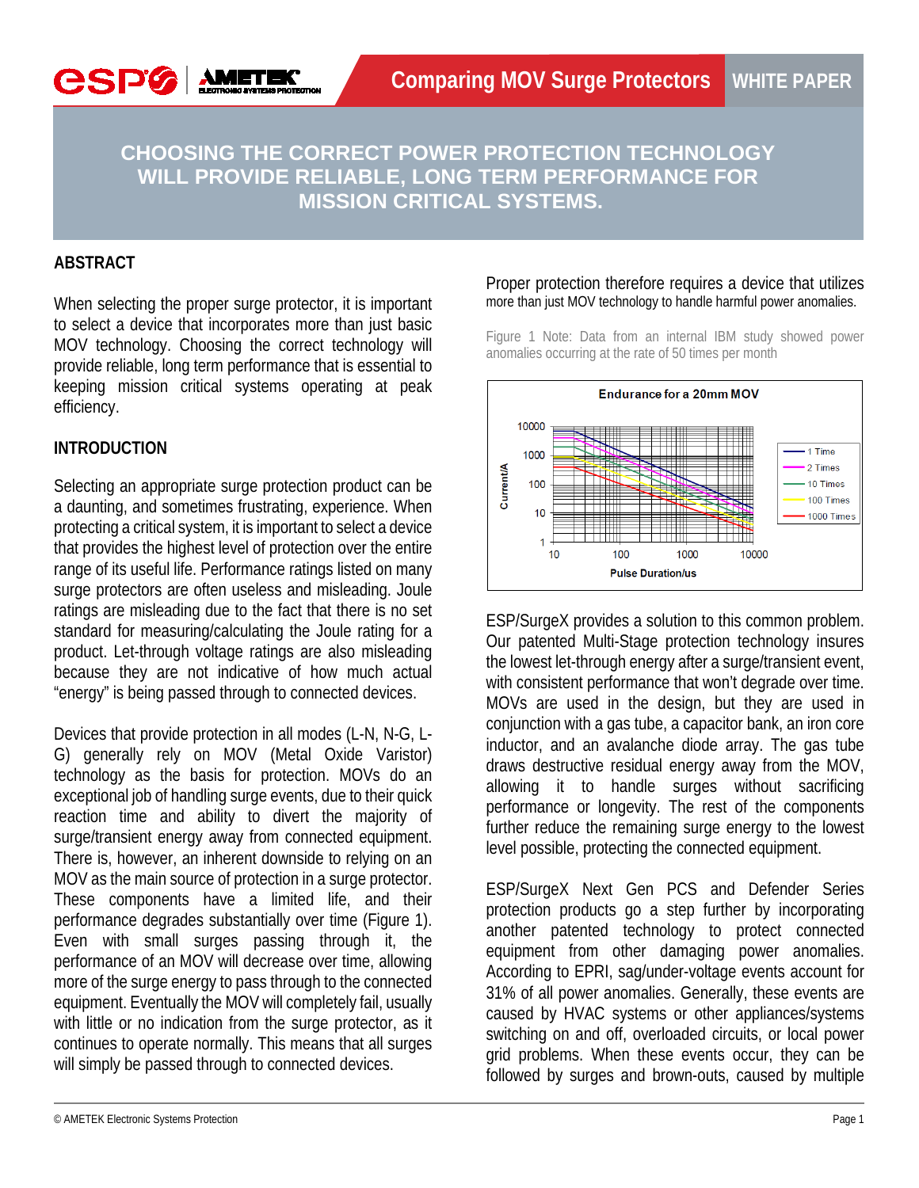Comparing MOV Surge Protectors — WHITE PAPER

# CHOOSING THE CORRECT POWER PROTECTION TECHNOLOGY WILL PROVIDE RELIABLE, LONG TERM PERFORMANCE FOR MISSION CRITICAL SYSTEMS.

## ABSTRACT

When selecting the proper surge protector, it is important to select a device that incorporates more than just basic MOV technology. Choosing the correct technology will provide reliable, long term performance that is essential to keeping mission critical systems operating at peak efficiency.

## INTRODUCTION

Selecting an appropriate surge protection product can be a daunting, and sometimes frustrating, experience. When protecting a critical system, it is important to select a device that provides the highest level of protection over the entire range of its useful life. Performance ratings listed on many surge protectors are often useless and misleading. Joule ratings are misleading due to the fact that there is no set standard for measuring/calculating the Joule rating for a product. Let-through voltage ratings are also misleading because they are not indicative of how much actual "energy" is being passed through to connected devices.

Devices that provide protection in all modes (L-N, N-G, L-G) generally rely on MOV (Metal Oxide Varistor) technology as the basis for protection. MOVs do an exceptional job of handling surge events, due to their quick reaction time and ability to divert the majority of surge/transient energy away from connected equipment. There is, however, an inherent downside to relying on an MOV as the main source of protection in a surge protector. These components have a limited life, and their performance degrades substantially over time (Figure 1). Even with small surges passing through it, the performance of an MOV will decrease over time, allowing more of the surge energy to pass through to the connected equipment. Eventually the MOV will completely fail, usually with little or no indication from the surge protector, as it continues to operate normally. This means that all surges will simply be passed through to connected devices.

Proper protection therefore requires a device that utilizes more than just MOV technology to handle harmful power anomalies.

Figure 1 Note: Data from an internal IBM study showed power anomalies occurring at the rate of 50 times per month

Endurance for a 20mm MOV

ESP/SurgeX provides a solution to this common problem. Our patented Multi-Stage protection technology insures the lowest let-through energy after a surge/transient event, with consistent performance that won't degrade over time. MOVs are used in the design, but they are used in conjunction with a gas tube, a capacitor bank, an iron core inductor, and an avalanche diode array. The gas tube draws destructive residual energy away from the MOV, allowing it to handle surges without sacrificing performance or longevity. The rest of the components further reduce the remaining surge energy to the lowest level possible, protecting the connected equipment.

ESP/SurgeX Next Gen PCS and Defender Series protection products go a step further by incorporating another patented technology to protect connected equipment from other damaging power anomalies. According to EPRI, sag/under-voltage events account for 31% of all power anomalies. Generally, these events are caused by HVAC systems or other appliances/systems switching on and off, overloaded circuits, or local power grid problems. When these events occur, they can be followed by surges and brown-outs, caused by multiple

© AMETEK Electronic Systems Protection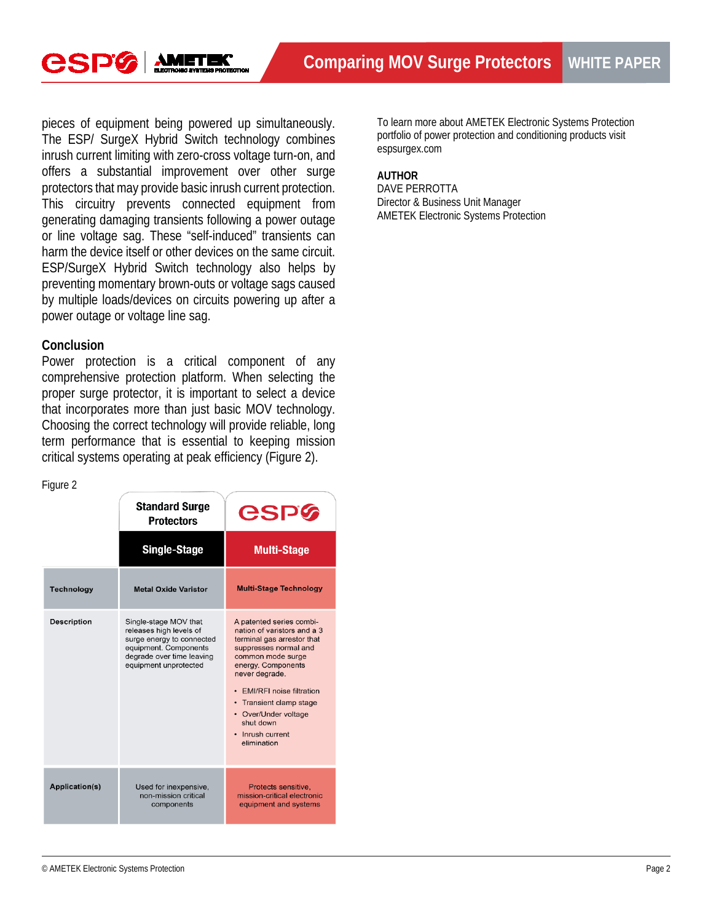pieces of equipment being powered up simultaneously. The ESP/ SurgeX Hybrid Switch technology combines inrush current limiting with zero-cross voltage turn-on, and offers a substantial improvement over other surge protectors that may provide basic inrush current protection. This circuitry prevents connected equipment from generating damaging transients following a power outage or line voltage sag. These "self-induced" transients can harm the device itself or other devices on the same circuit. ESP/SurgeX Hybrid Switch technology also helps by preventing momentary brown-outs or voltage sags caused by multiple loads/devices on circuits powering up after a power outage or voltage line sag.

## Conclusion

Power protection is a critical component of any comprehensive protection platform. When selecting the proper surge protector, it is important to select a device that incorporates more than just basic MOV technology. Choosing the correct technology will provide reliable, long term performance that is essential to keeping mission critical systems operating at peak efficiency (Figure 2).

Figure 2

| | Standard Surge Protectors | ESP |
|---|---|---|
| | **Single-Stage** | **Multi-Stage** |
| **Technology** | **Metal Oxide Varistor** | **Multi-Stage Technology** |
| **Description** | Single-stage MOV that releases high levels of surge energy to connected equipment. Components degrade over time leaving equipment unprotected | A patented series combination of varistors and a 3 terminal gas arrestor that suppresses normal and common mode surge energy. Components never degrade.<br>• EMI/RFI noise filtration<br>• Transient clamp stage<br>• Over/Under voltage shut down<br>• Inrush current elimination |
| **Application(s)** | Used for inexpensive, non-mission critical components | Protects sensitive, mission-critical electronic equipment and systems |

To learn more about AMETEK Electronic Systems Protection portfolio of power protection and conditioning products visit espsurgex.com

**AUTHOR**
DAVE PERROTTA
Director & Business Unit Manager
AMETEK Electronic Systems Protection

© AMETEK Electronic Systems Protection